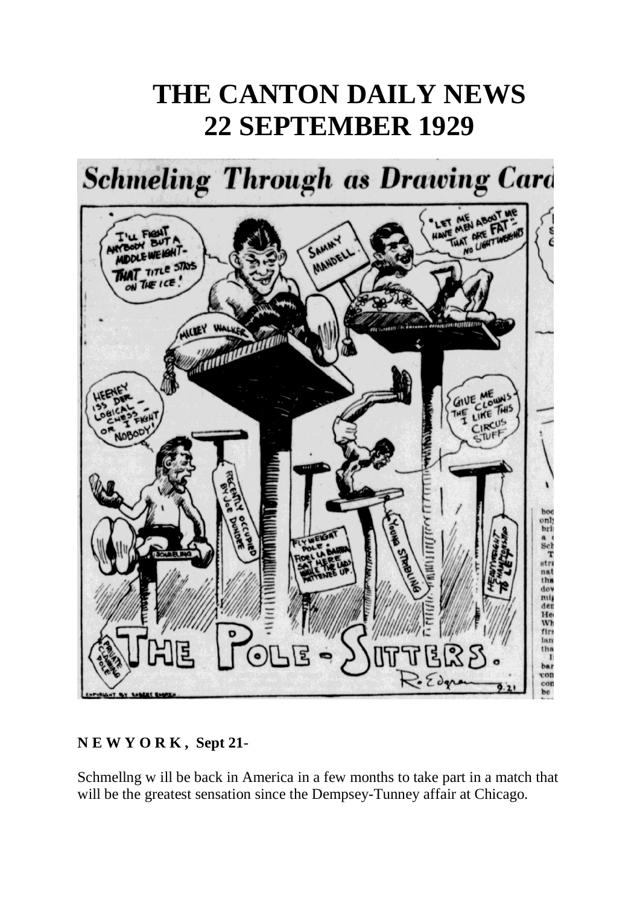# THE CANTON DAILY NEWS
# 22 SEPTEMBER 1929

## Schmeling Through as Drawing Card

"I'LL FIGHT ANYBODY BUT A MIDDLEWEIGHT - THAT TITLE STAYS ON THE ICE!"

"LET ME HAVE MEN ABOUT ME THAT ARE FAT" - NO LIGHTWEIGHTS

MICKEY WALKER

SAMMY MANDELL

"HEENEY ISS DER LOGICAL CHESS - OR I FIGHT NOBODY!"

"GIVE ME THE CLOWNS - I LIKE THIS CIRCUS STUFF"

RECENTLY OCCUPIED BY JOE DUNDEE

FLYWEIGHT POLE - FIDEL LA BARBA SAT HERE WHILE THE LADS FATTENED UP.

YOUNG STRIBLING

HEAVYWEIGHT CHAMPIONSHIP TO LET

SCHMELING

PRIVATE CLAIMING POLE

THE POLE-SITTERS.

R. Edgren 9.21

COPYRIGHT BY ROBERT EDGREN

**N E W Y O R K , Sept 21**-

Schmelling w ill be back in America in a few months to take part in a match that will be the greatest sensation since the Dempsey-Tunney affair at Chicago.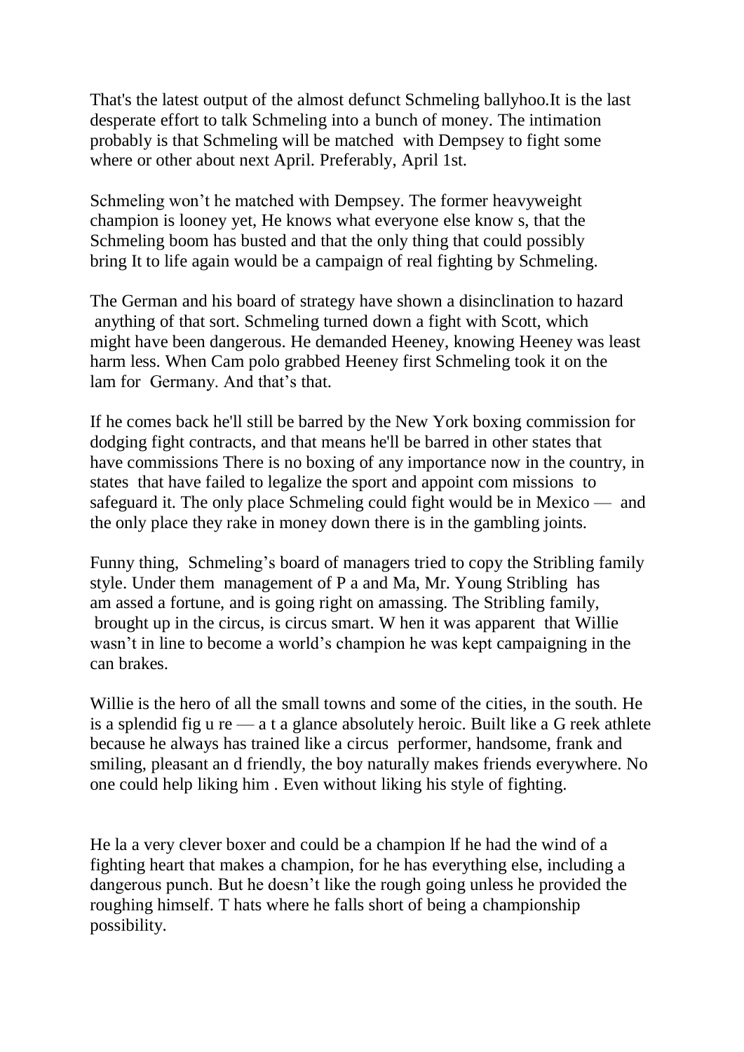That's the latest output of the almost defunct Schmeling ballyhoo.It is the last desperate effort to talk Schmeling into a bunch of money. The intimation probably is that Schmeling will be matched with Dempsey to fight some where or other about next April. Preferably, April 1st.

Schmeling won't he matched with Dempsey. The former heavyweight champion is looney yet, He knows what everyone else know s, that the Schmeling boom has busted and that the only thing that could possibly bring It to life again would be a campaign of real fighting by Schmeling.

The German and his board of strategy have shown a disinclination to hazard anything of that sort. Schmeling turned down a fight with Scott, which might have been dangerous. He demanded Heeney, knowing Heeney was least harm less. When Cam polo grabbed Heeney first Schmeling took it on the lam for Germany. And that's that.

If he comes back he'll still be barred by the New York boxing commission for dodging fight contracts, and that means he'll be barred in other states that have commissions There is no boxing of any importance now in the country, in states that have failed to legalize the sport and appoint com missions to safeguard it. The only place Schmeling could fight would be in Mexico — and the only place they rake in money down there is in the gambling joints.

Funny thing, Schmeling's board of managers tried to copy the Stribling family style. Under them management of P a and Ma, Mr. Young Stribling has am assed a fortune, and is going right on amassing. The Stribling family, brought up in the circus, is circus smart. W hen it was apparent that Willie wasn't in line to become a world's champion he was kept campaigning in the can brakes.

Willie is the hero of all the small towns and some of the cities, in the south. He is a splendid fig u re — a t a glance absolutely heroic. Built like a G reek athlete because he always has trained like a circus performer, handsome, frank and smiling, pleasant an d friendly, the boy naturally makes friends everywhere. No one could help liking him . Even without liking his style of fighting.

He la a very clever boxer and could be a champion lf he had the wind of a fighting heart that makes a champion, for he has everything else, including a dangerous punch. But he doesn't like the rough going unless he provided the roughing himself. T hats where he falls short of being a championship possibility.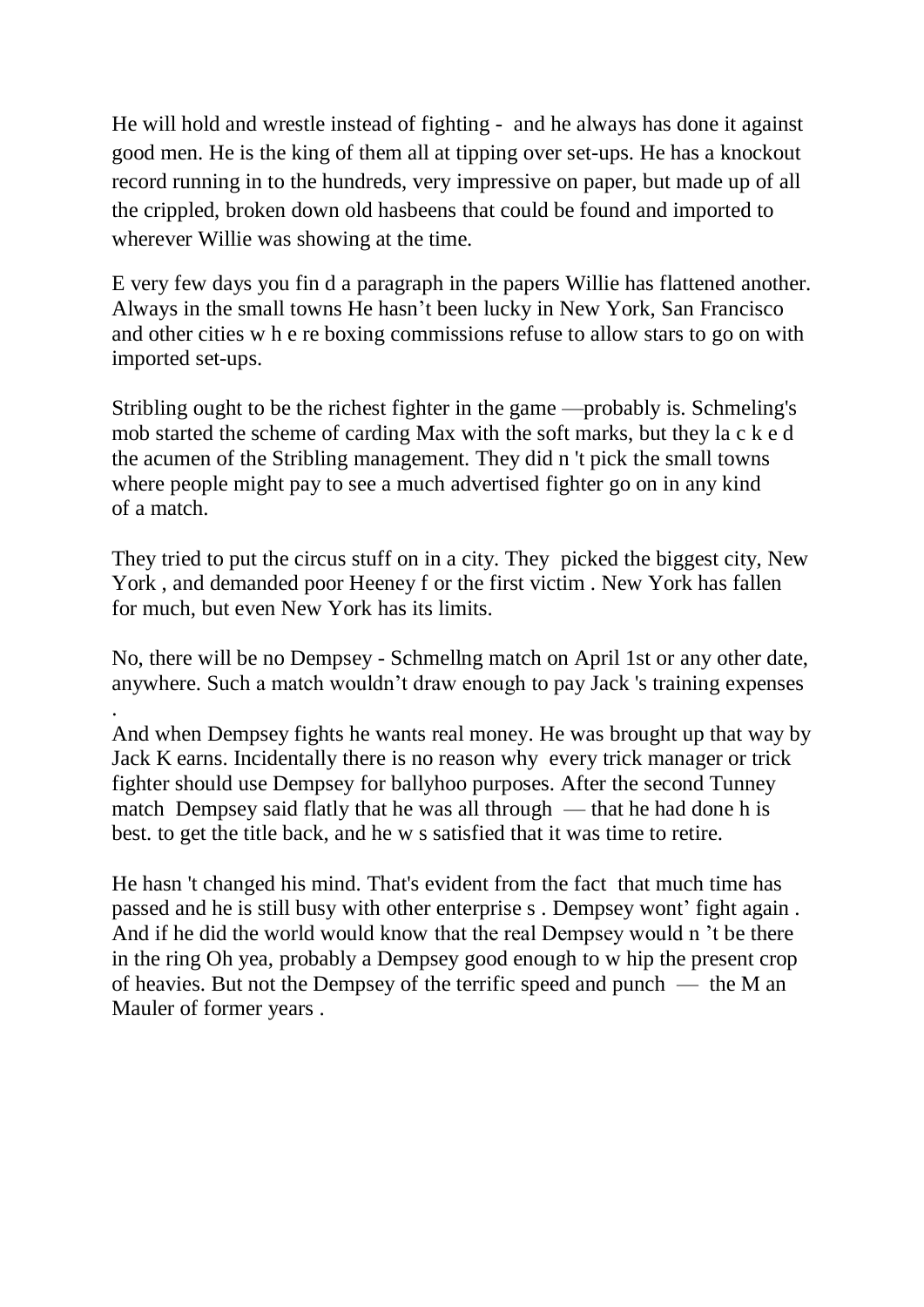He will hold and wrestle instead of fighting - and he always has done it against good men. He is the king of them all at tipping over set-ups. He has a knockout record running in to the hundreds, very impressive on paper, but made up of all the crippled, broken down old hasbeens that could be found and imported to wherever Willie was showing at the time.

E very few days you fin d a paragraph in the papers Willie has flattened another. Always in the small towns He hasn't been lucky in New York, San Francisco and other cities w h e re boxing commissions refuse to allow stars to go on with imported set-ups.

Stribling ought to be the richest fighter in the game —probably is. Schmeling's mob started the scheme of carding Max with the soft marks, but they la c k e d the acumen of the Stribling management. They did n 't pick the small towns where people might pay to see a much advertised fighter go on in any kind of a match.

They tried to put the circus stuff on in a city. They picked the biggest city, New York , and demanded poor Heeney f or the first victim . New York has fallen for much, but even New York has its limits.

No, there will be no Dempsey - Schmellng match on April 1st or any other date, anywhere. Such a match wouldn't draw enough to pay Jack 's training expenses .

And when Dempsey fights he wants real money. He was brought up that way by Jack K earns. Incidentally there is no reason why every trick manager or trick fighter should use Dempsey for ballyhoo purposes. After the second Tunney match Dempsey said flatly that he was all through — that he had done h is best. to get the title back, and he w s satisfied that it was time to retire.

He hasn 't changed his mind. That's evident from the fact that much time has passed and he is still busy with other enterprise s . Dempsey wont' fight again . And if he did the world would know that the real Dempsey would n 't be there in the ring Oh yea, probably a Dempsey good enough to w hip the present crop of heavies. But not the Dempsey of the terrific speed and punch — the M an Mauler of former years .